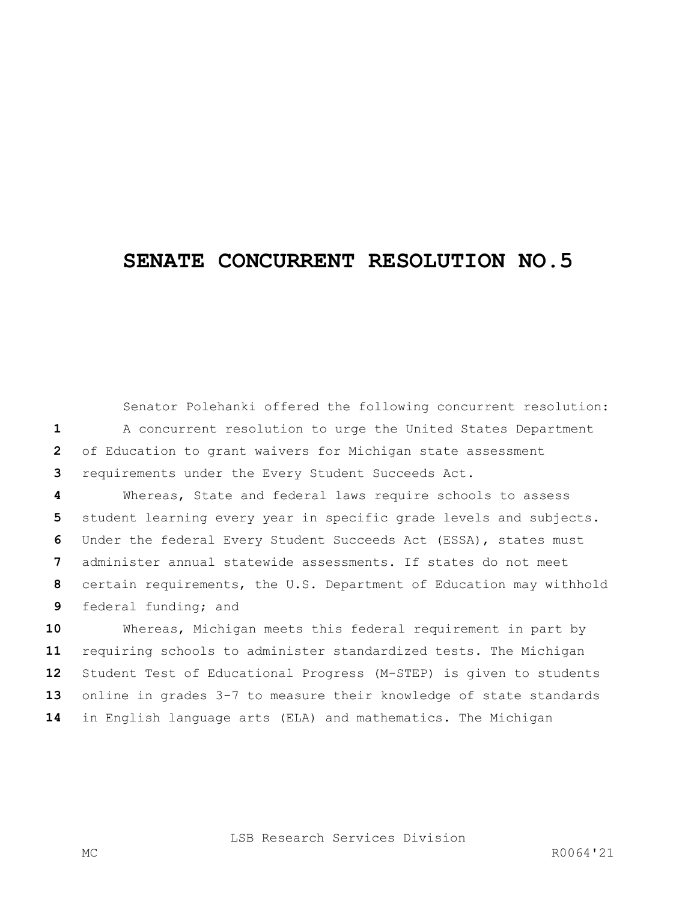# SENATE CONCURRENT RESOLUTION NO.5

Senator Polehanki offered the following concurrent resolution:

A concurrent resolution to urge the United States Department of Education to grant waivers for Michigan state assessment requirements under the Every Student Succeeds Act.

Whereas, State and federal laws require schools to assess student learning every year in specific grade levels and subjects. Under the federal Every Student Succeeds Act (ESSA), states must administer annual statewide assessments. If states do not meet certain requirements, the U.S. Department of Education may withhold federal funding; and

Whereas, Michigan meets this federal requirement in part by requiring schools to administer standardized tests. The Michigan Student Test of Educational Progress (M-STEP) is given to students online in grades 3-7 to measure their knowledge of state standards in English language arts (ELA) and mathematics. The Michigan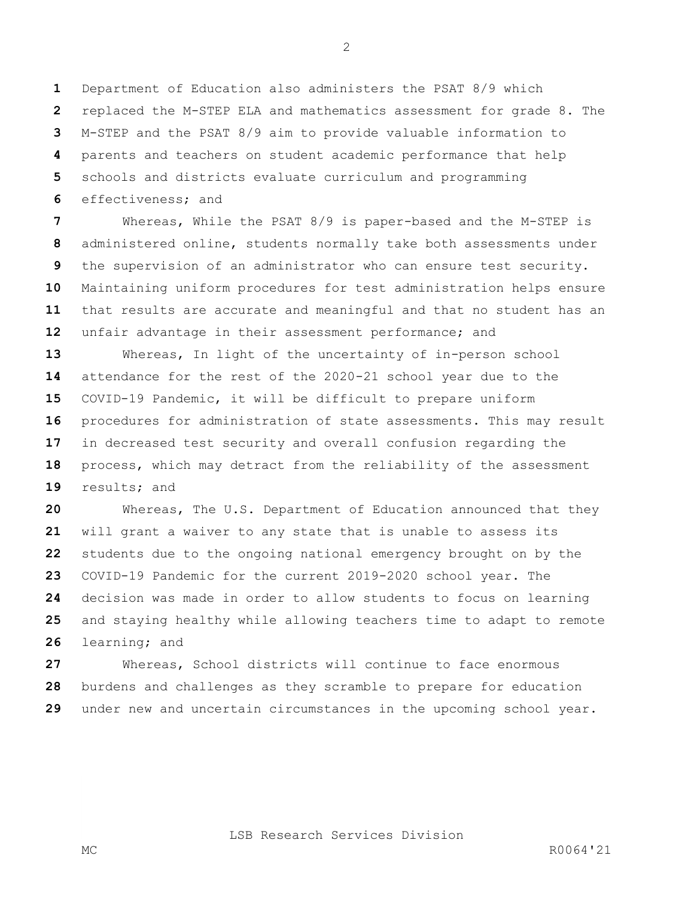Department of Education also administers the PSAT 8/9 which replaced the M-STEP ELA and mathematics assessment for grade 8. The M-STEP and the PSAT 8/9 aim to provide valuable information to parents and teachers on student academic performance that help schools and districts evaluate curriculum and programming effectiveness; and

Whereas, While the PSAT 8/9 is paper-based and the M-STEP is administered online, students normally take both assessments under the supervision of an administrator who can ensure test security. Maintaining uniform procedures for test administration helps ensure that results are accurate and meaningful and that no student has an unfair advantage in their assessment performance; and

Whereas, In light of the uncertainty of in-person school attendance for the rest of the 2020-21 school year due to the COVID-19 Pandemic, it will be difficult to prepare uniform procedures for administration of state assessments. This may result in decreased test security and overall confusion regarding the process, which may detract from the reliability of the assessment results; and

Whereas, The U.S. Department of Education announced that they will grant a waiver to any state that is unable to assess its students due to the ongoing national emergency brought on by the COVID-19 Pandemic for the current 2019-2020 school year. The decision was made in order to allow students to focus on learning and staying healthy while allowing teachers time to adapt to remote learning; and

Whereas, School districts will continue to face enormous burdens and challenges as they scramble to prepare for education under new and uncertain circumstances in the upcoming school year.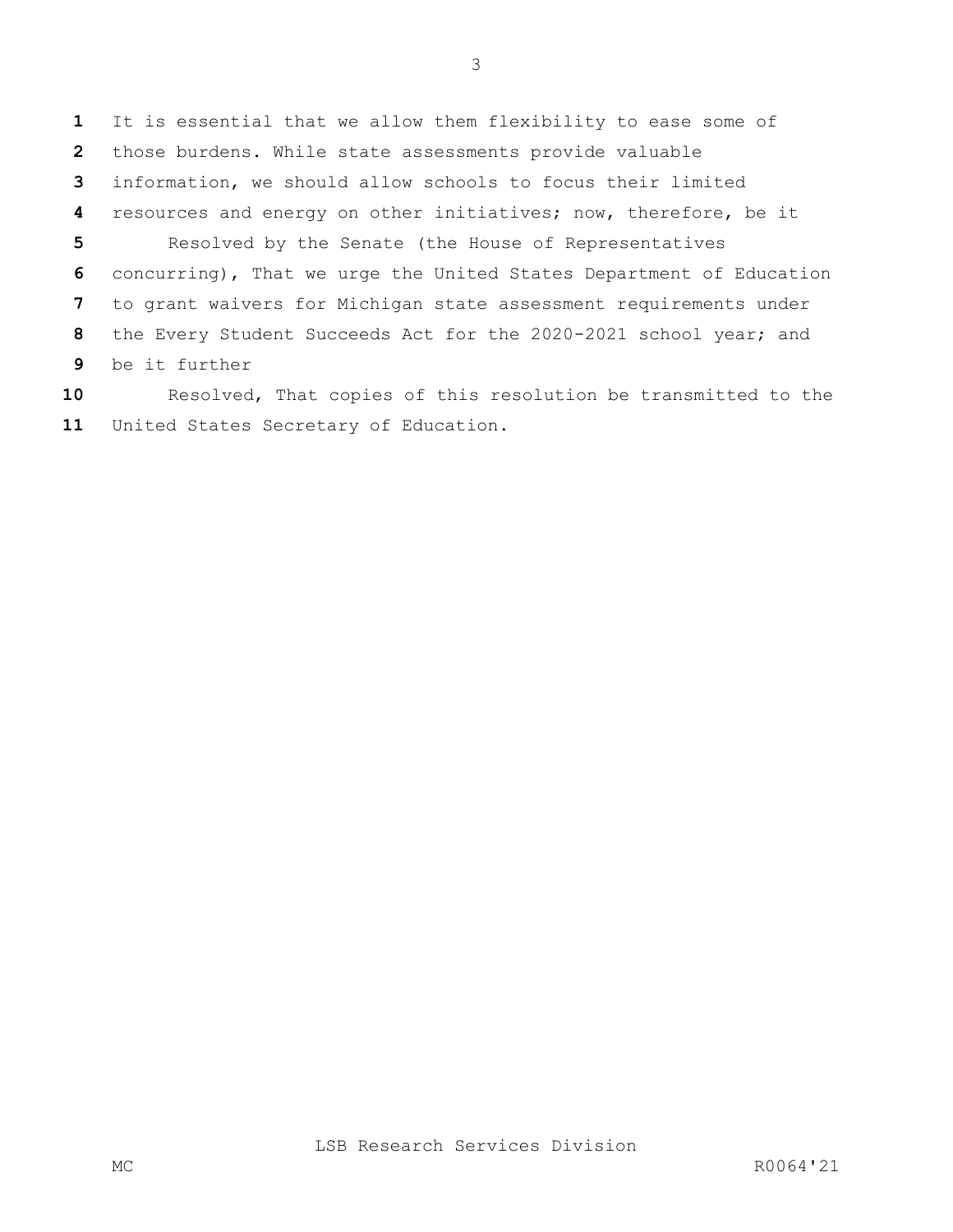It is essential that we allow them flexibility to ease some of those burdens. While state assessments provide valuable information, we should allow schools to focus their limited resources and energy on other initiatives; now, therefore, be it

Resolved by the Senate (the House of Representatives concurring), That we urge the United States Department of Education to grant waivers for Michigan state assessment requirements under the Every Student Succeeds Act for the 2020-2021 school year; and be it further

Resolved, That copies of this resolution be transmitted to the United States Secretary of Education.